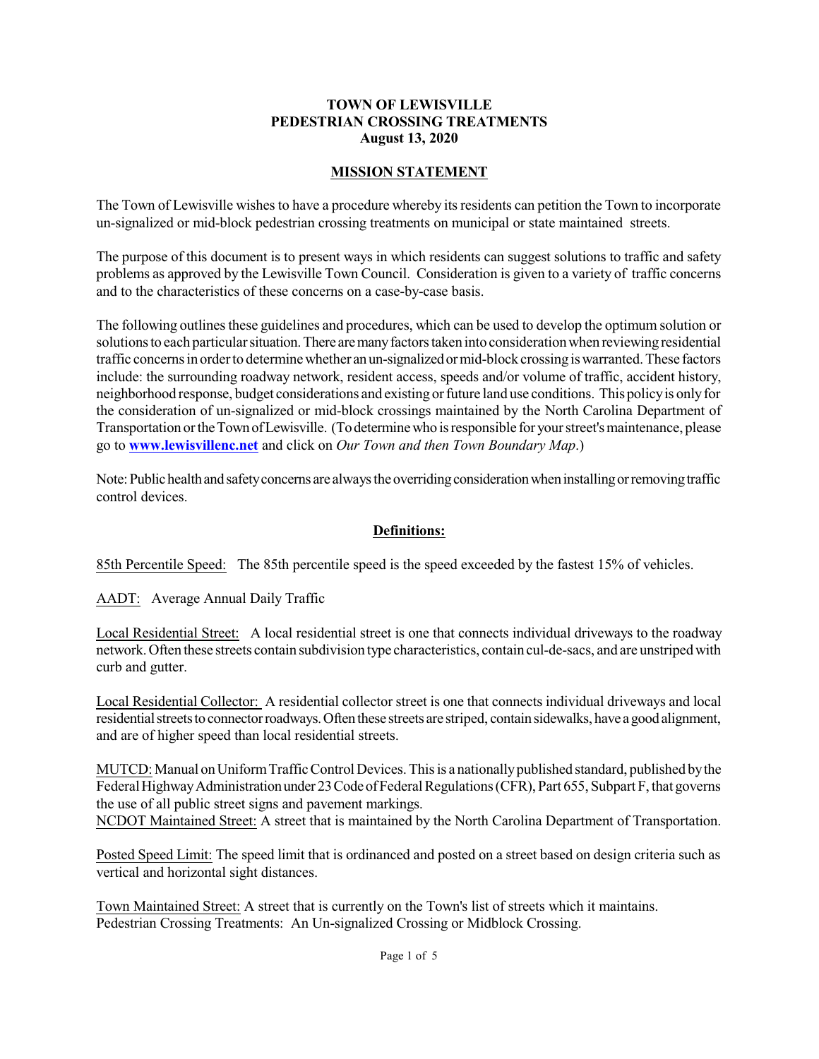# TOWN OF LEWISVILLE
# PEDESTRIAN CROSSING TREATMENTS
**August 13, 2020**

## MISSION STATEMENT

The Town of Lewisville wishes to have a procedure whereby its residents can petition the Town to incorporate un-signalized or mid-block pedestrian crossing treatments on municipal or state maintained streets.

The purpose of this document is to present ways in which residents can suggest solutions to traffic and safety problems as approved by the Lewisville Town Council. Consideration is given to a variety of traffic concerns and to the characteristics of these concerns on a case-by-case basis.

The following outlines these guidelines and procedures, which can be used to develop the optimum solution or solutions to each particular situation. There are many factors taken into consideration when reviewing residential traffic concerns in order to determine whether an un-signalized or mid-block crossing is warranted. These factors include: the surrounding roadway network, resident access, speeds and/or volume of traffic, accident history, neighborhood response, budget considerations and existing or future land use conditions. This policy is only for the consideration of un-signalized or mid-block crossings maintained by the North Carolina Department of Transportation or the Town of Lewisville. (To determine who is responsible for your street's maintenance, please go to **[www.lewisvillenc.net](http://www.lewisvillenc.net)** and click on *Our Town and then Town Boundary Map*.)

Note: Public health and safety concerns are always the overriding consideration when installing or removing traffic control devices.

## Definitions:

<u>85th Percentile Speed:</u> The 85th percentile speed is the speed exceeded by the fastest 15% of vehicles.

<u>AADT:</u> Average Annual Daily Traffic

<u>Local Residential Street:</u> A local residential street is one that connects individual driveways to the roadway network. Often these streets contain subdivision type characteristics, contain cul-de-sacs, and are unstriped with curb and gutter.

<u>Local Residential Collector:</u> A residential collector street is one that connects individual driveways and local residential streets to connector roadways. Often these streets are striped, contain sidewalks, have a good alignment, and are of higher speed than local residential streets.

<u>MUTCD:</u> Manual on Uniform Traffic Control Devices. This is a nationally published standard, published by the Federal Highway Administration under 23 Code of Federal Regulations (CFR), Part 655, Subpart F, that governs the use of all public street signs and pavement markings.

<u>NCDOT Maintained Street:</u> A street that is maintained by the North Carolina Department of Transportation.

<u>Posted Speed Limit:</u> The speed limit that is ordinanced and posted on a street based on design criteria such as vertical and horizontal sight distances.

<u>Town Maintained Street:</u> A street that is currently on the Town's list of streets which it maintains.

Pedestrian Crossing Treatments: An Un-signalized Crossing or Midblock Crossing.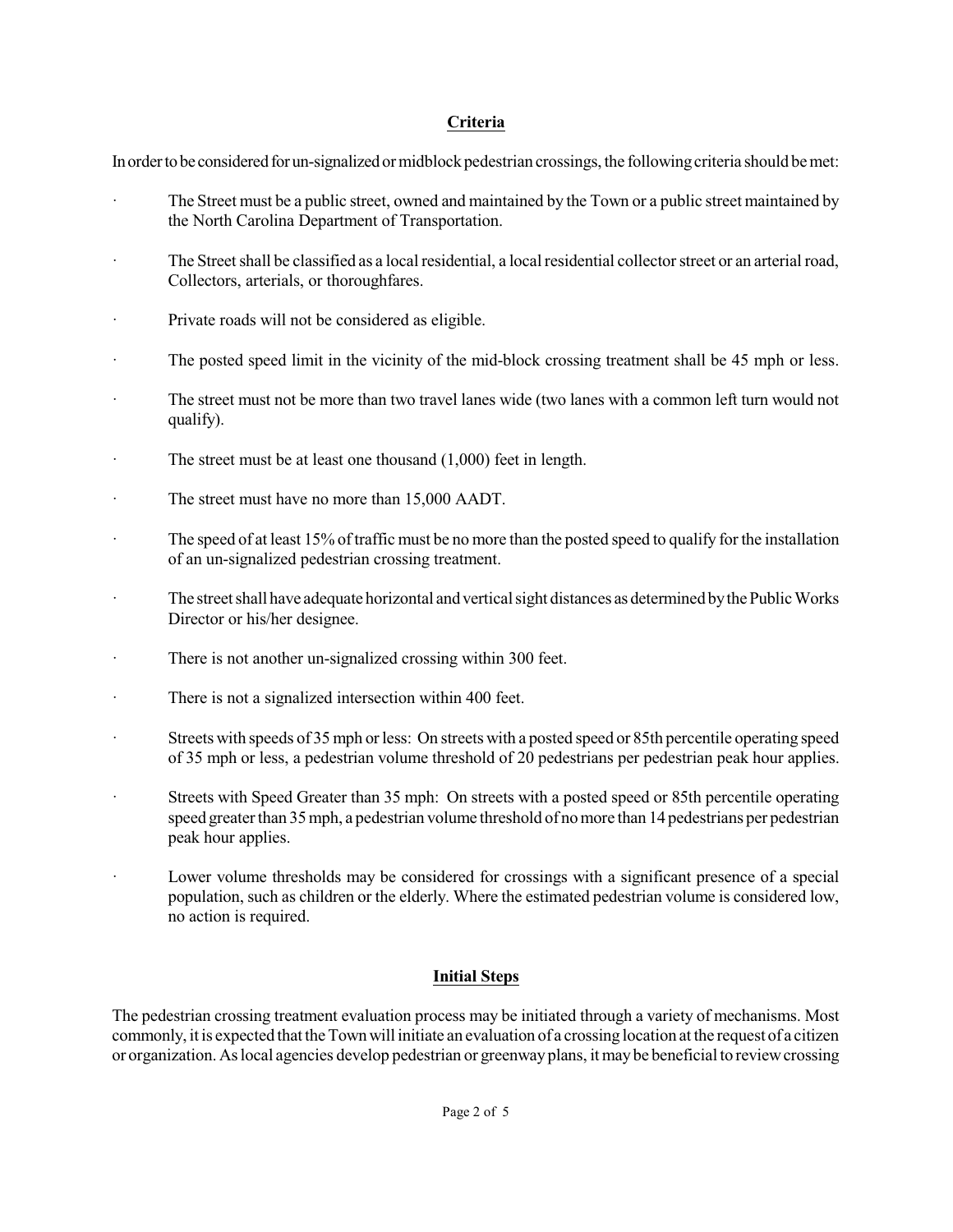## Criteria

In order to be considered for un-signalized or midblock pedestrian crossings, the following criteria should be met:

- The Street must be a public street, owned and maintained by the Town or a public street maintained by the North Carolina Department of Transportation.
- The Street shall be classified as a local residential, a local residential collector street or an arterial road, Collectors, arterials, or thoroughfares.
- Private roads will not be considered as eligible.
- The posted speed limit in the vicinity of the mid-block crossing treatment shall be 45 mph or less.
- The street must not be more than two travel lanes wide (two lanes with a common left turn would not qualify).
- The street must be at least one thousand (1,000) feet in length.
- The street must have no more than 15,000 AADT.
- The speed of at least 15% of traffic must be no more than the posted speed to qualify for the installation of an un-signalized pedestrian crossing treatment.
- The street shall have adequate horizontal and vertical sight distances as determined by the Public Works Director or his/her designee.
- There is not another un-signalized crossing within 300 feet.
- There is not a signalized intersection within 400 feet.
- Streets with speeds of 35 mph or less: On streets with a posted speed or 85th percentile operating speed of 35 mph or less, a pedestrian volume threshold of 20 pedestrians per pedestrian peak hour applies.
- Streets with Speed Greater than 35 mph: On streets with a posted speed or 85th percentile operating speed greater than 35 mph, a pedestrian volume threshold of no more than 14 pedestrians per pedestrian peak hour applies.
- Lower volume thresholds may be considered for crossings with a significant presence of a special population, such as children or the elderly. Where the estimated pedestrian volume is considered low, no action is required.

## Initial Steps

The pedestrian crossing treatment evaluation process may be initiated through a variety of mechanisms. Most commonly, it is expected that the Town will initiate an evaluation of a crossing location at the request of a citizen or organization. As local agencies develop pedestrian or greenway plans, it may be beneficial to review crossing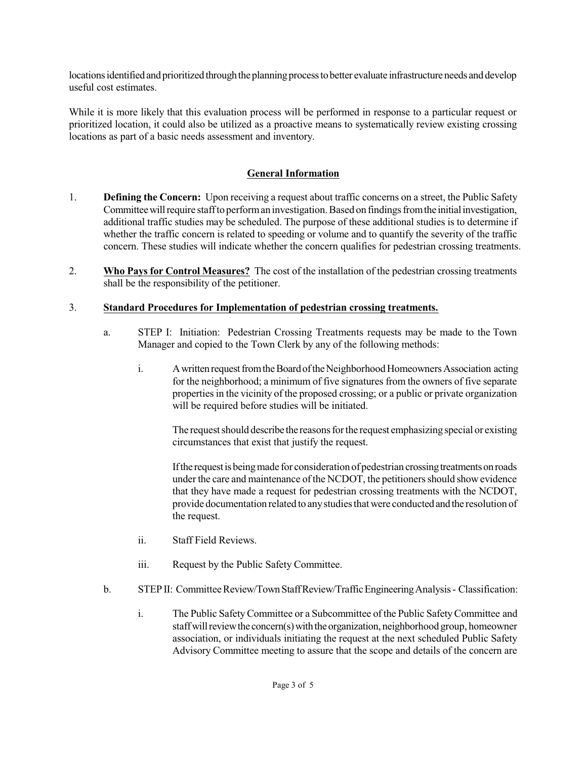locations identified and prioritized through the planning process to better evaluate infrastructure needs and develop useful cost estimates.

While it is more likely that this evaluation process will be performed in response to a particular request or prioritized location, it could also be utilized as a proactive means to systematically review existing crossing locations as part of a basic needs assessment and inventory.

## General Information

1. **Defining the Concern:** Upon receiving a request about traffic concerns on a street, the Public Safety Committee will require staff to perform an investigation. Based on findings from the initial investigation, additional traffic studies may be scheduled. The purpose of these additional studies is to determine if whether the traffic concern is related to speeding or volume and to quantify the severity of the traffic concern. These studies will indicate whether the concern qualifies for pedestrian crossing treatments.

2. **Who Pays for Control Measures?** The cost of the installation of the pedestrian crossing treatments shall be the responsibility of the petitioner.

3. **Standard Procedures for Implementation of pedestrian crossing treatments.**

   a. STEP I: Initiation: Pedestrian Crossing Treatments requests may be made to the Town Manager and copied to the Town Clerk by any of the following methods:

      i. A written request from the Board of the Neighborhood Homeowners Association acting for the neighborhood; a minimum of five signatures from the owners of five separate properties in the vicinity of the proposed crossing; or a public or private organization will be required before studies will be initiated.

         The request should describe the reasons for the request emphasizing special or existing circumstances that exist that justify the request.

         If the request is being made for consideration of pedestrian crossing treatments on roads under the care and maintenance of the NCDOT, the petitioners should show evidence that they have made a request for pedestrian crossing treatments with the NCDOT, provide documentation related to any studies that were conducted and the resolution of the request.

      ii. Staff Field Reviews.

      iii. Request by the Public Safety Committee.

   b. STEP II: Committee Review/Town Staff Review/Traffic Engineering Analysis - Classification:

      i. The Public Safety Committee or a Subcommittee of the Public Safety Committee and staff will review the concern(s) with the organization, neighborhood group, homeowner association, or individuals initiating the request at the next scheduled Public Safety Advisory Committee meeting to assure that the scope and details of the concern are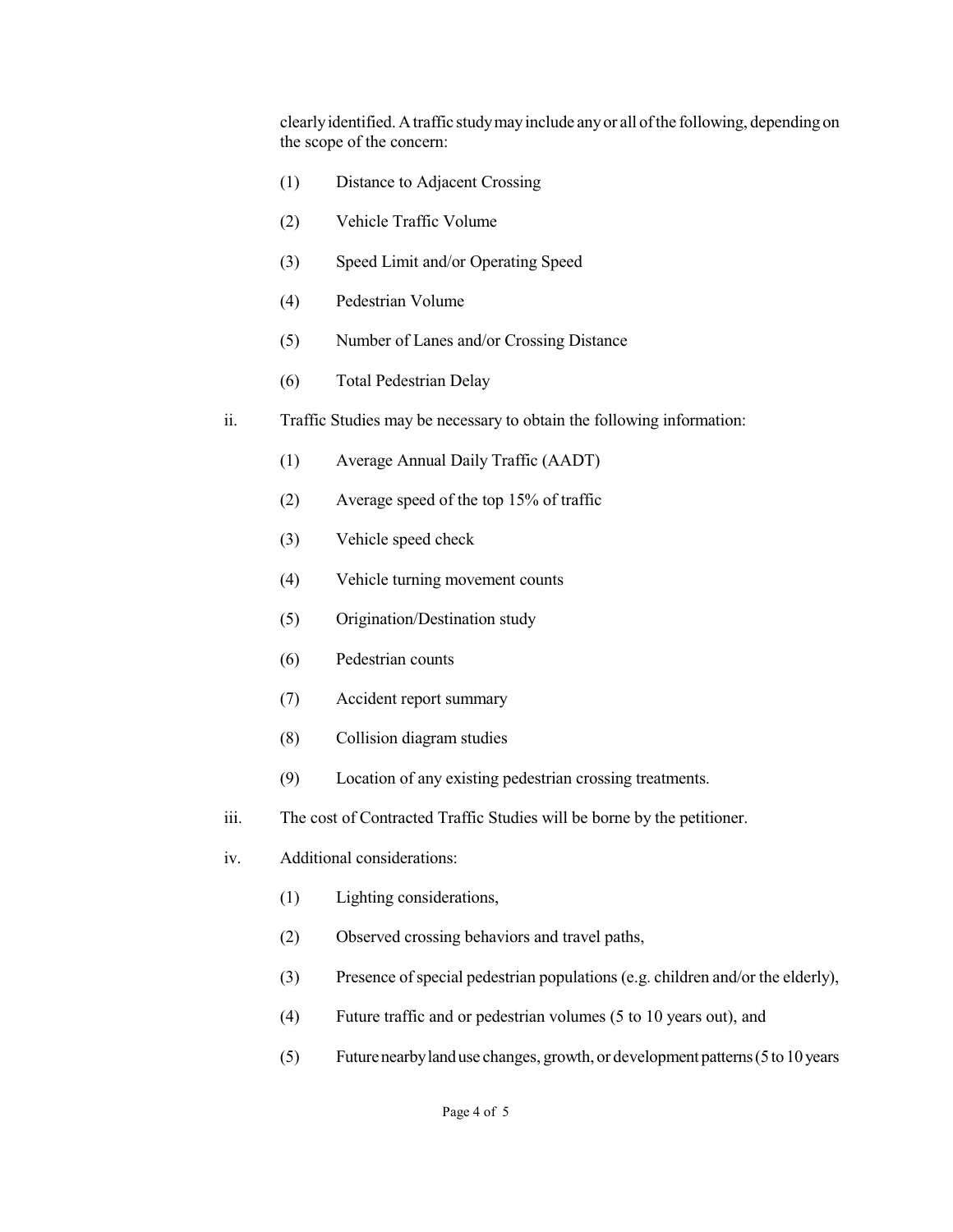clearly identified. A traffic study may include any or all of the following, depending on the scope of the concern:

(1) Distance to Adjacent Crossing

(2) Vehicle Traffic Volume

(3) Speed Limit and/or Operating Speed

(4) Pedestrian Volume

(5) Number of Lanes and/or Crossing Distance

(6) Total Pedestrian Delay

ii. Traffic Studies may be necessary to obtain the following information:

(1) Average Annual Daily Traffic (AADT)

(2) Average speed of the top 15% of traffic

(3) Vehicle speed check

(4) Vehicle turning movement counts

(5) Origination/Destination study

(6) Pedestrian counts

(7) Accident report summary

(8) Collision diagram studies

(9) Location of any existing pedestrian crossing treatments.

iii. The cost of Contracted Traffic Studies will be borne by the petitioner.

iv. Additional considerations:

(1) Lighting considerations,

(2) Observed crossing behaviors and travel paths,

(3) Presence of special pedestrian populations (e.g. children and/or the elderly),

(4) Future traffic and or pedestrian volumes (5 to 10 years out), and

(5) Future nearby land use changes, growth, or development patterns (5 to 10 years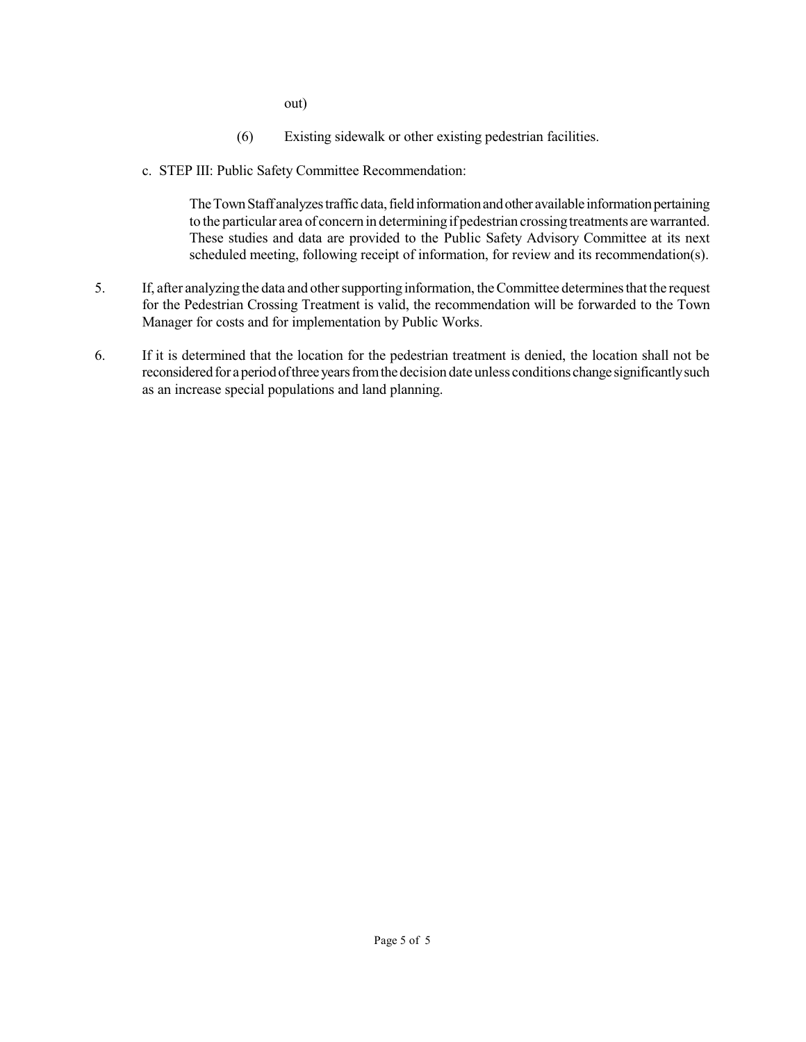out)

(6) Existing sidewalk or other existing pedestrian facilities.

c. STEP III: Public Safety Committee Recommendation:

The Town Staff analyzes traffic data, field information and other available information pertaining to the particular area of concern in determining if pedestrian crossing treatments are warranted. These studies and data are provided to the Public Safety Advisory Committee at its next scheduled meeting, following receipt of information, for review and its recommendation(s).

5. If, after analyzing the data and other supporting information, the Committee determines that the request for the Pedestrian Crossing Treatment is valid, the recommendation will be forwarded to the Town Manager for costs and for implementation by Public Works.

6. If it is determined that the location for the pedestrian treatment is denied, the location shall not be reconsidered for a period of three years from the decision date unless conditions change significantly such as an increase special populations and land planning.